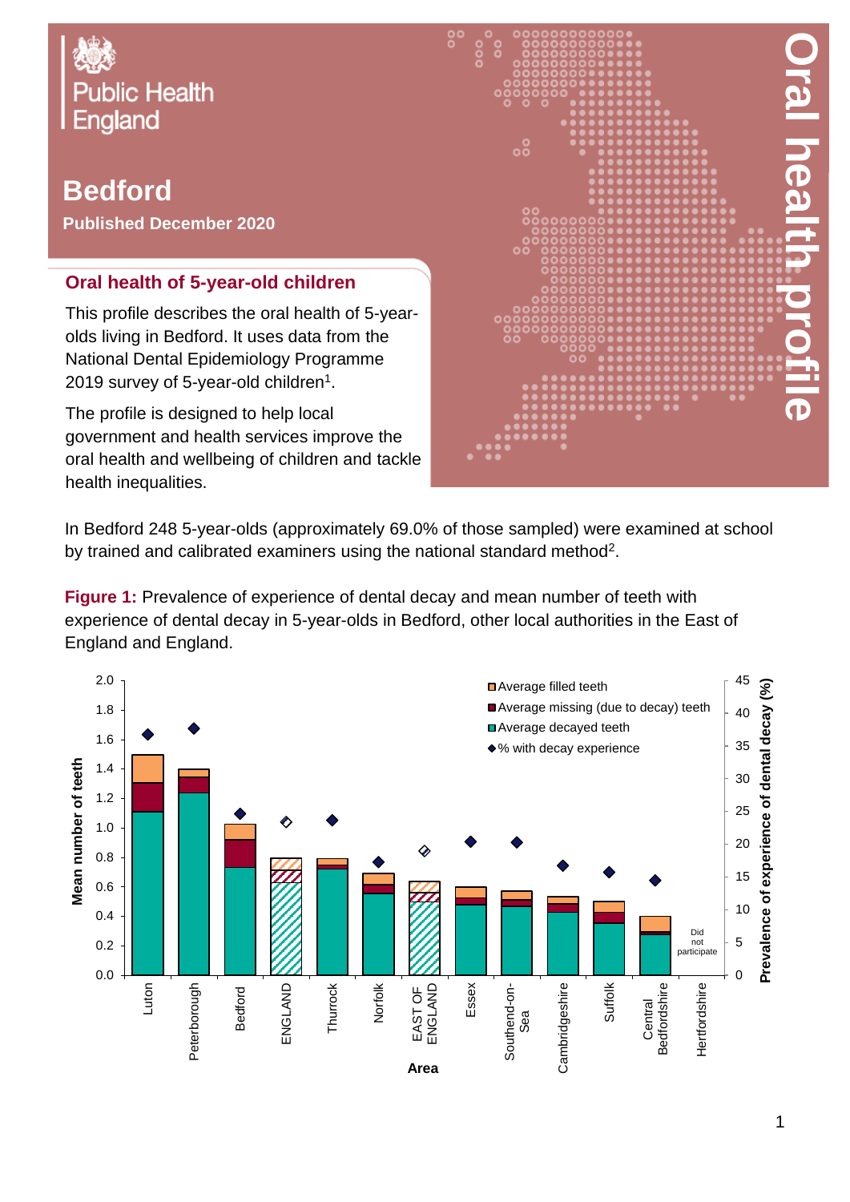Public Health England

# Bedford

**Published December 2020**

Oral health profile

## Oral health of 5-year-old children

This profile describes the oral health of 5-year-olds living in Bedford. It uses data from the National Dental Epidemiology Programme 2019 survey of 5-year-old children[1].

The profile is designed to help local government and health services improve the oral health and wellbeing of children and tackle health inequalities.

In Bedford 248 5-year-olds (approximately 69.0% of those sampled) were examined at school by trained and calibrated examiners using the national standard method[2].

**Figure 1:** Prevalence of experience of dental decay and mean number of teeth with experience of dental decay in 5-year-olds in Bedford, other local authorities in the East of England and England.

Legend: Average filled teeth; Average missing (due to decay) teeth; Average decayed teeth; % with decay experience

Left axis: Mean number of teeth (0.0–2.0). Right axis: Prevalence of experience of dental decay (%) (0–45). X axis: Area — Luton, Peterborough, Bedford, ENGLAND, Thurrock, Norfolk, EAST OF ENGLAND, Essex, Southend-on-Sea, Cambridgeshire, Suffolk, Central Bedfordshire, Hertfordshire (Did not participate).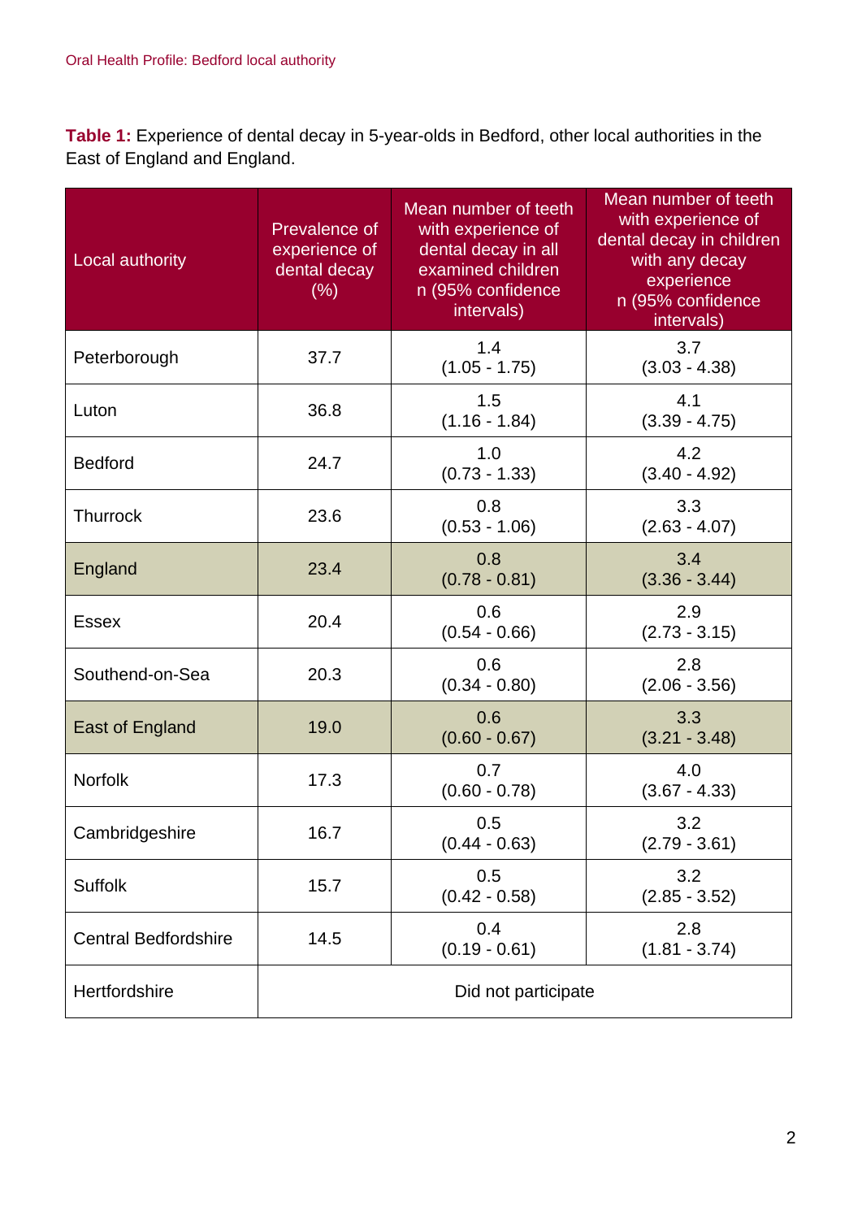**Table 1:** Experience of dental decay in 5-year-olds in Bedford, other local authorities in the East of England and England.

| Local authority | Prevalence of experience of dental decay (%) | Mean number of teeth with experience of dental decay in all examined children n (95% confidence intervals) | Mean number of teeth with experience of dental decay in children with any decay experience n (95% confidence intervals) |
|---|---|---|---|
| Peterborough | 37.7 | 1.4 (1.05 - 1.75) | 3.7 (3.03 - 4.38) |
| Luton | 36.8 | 1.5 (1.16 - 1.84) | 4.1 (3.39 - 4.75) |
| Bedford | 24.7 | 1.0 (0.73 - 1.33) | 4.2 (3.40 - 4.92) |
| Thurrock | 23.6 | 0.8 (0.53 - 1.06) | 3.3 (2.63 - 4.07) |
| England | 23.4 | 0.8 (0.78 - 0.81) | 3.4 (3.36 - 3.44) |
| Essex | 20.4 | 0.6 (0.54 - 0.66) | 2.9 (2.73 - 3.15) |
| Southend-on-Sea | 20.3 | 0.6 (0.34 - 0.80) | 2.8 (2.06 - 3.56) |
| East of England | 19.0 | 0.6 (0.60 - 0.67) | 3.3 (3.21 - 3.48) |
| Norfolk | 17.3 | 0.7 (0.60 - 0.78) | 4.0 (3.67 - 4.33) |
| Cambridgeshire | 16.7 | 0.5 (0.44 - 0.63) | 3.2 (2.79 - 3.61) |
| Suffolk | 15.7 | 0.5 (0.42 - 0.58) | 3.2 (2.85 - 3.52) |
| Central Bedfordshire | 14.5 | 0.4 (0.19 - 0.61) | 2.8 (1.81 - 3.74) |
| Hertfordshire | Did not participate | | |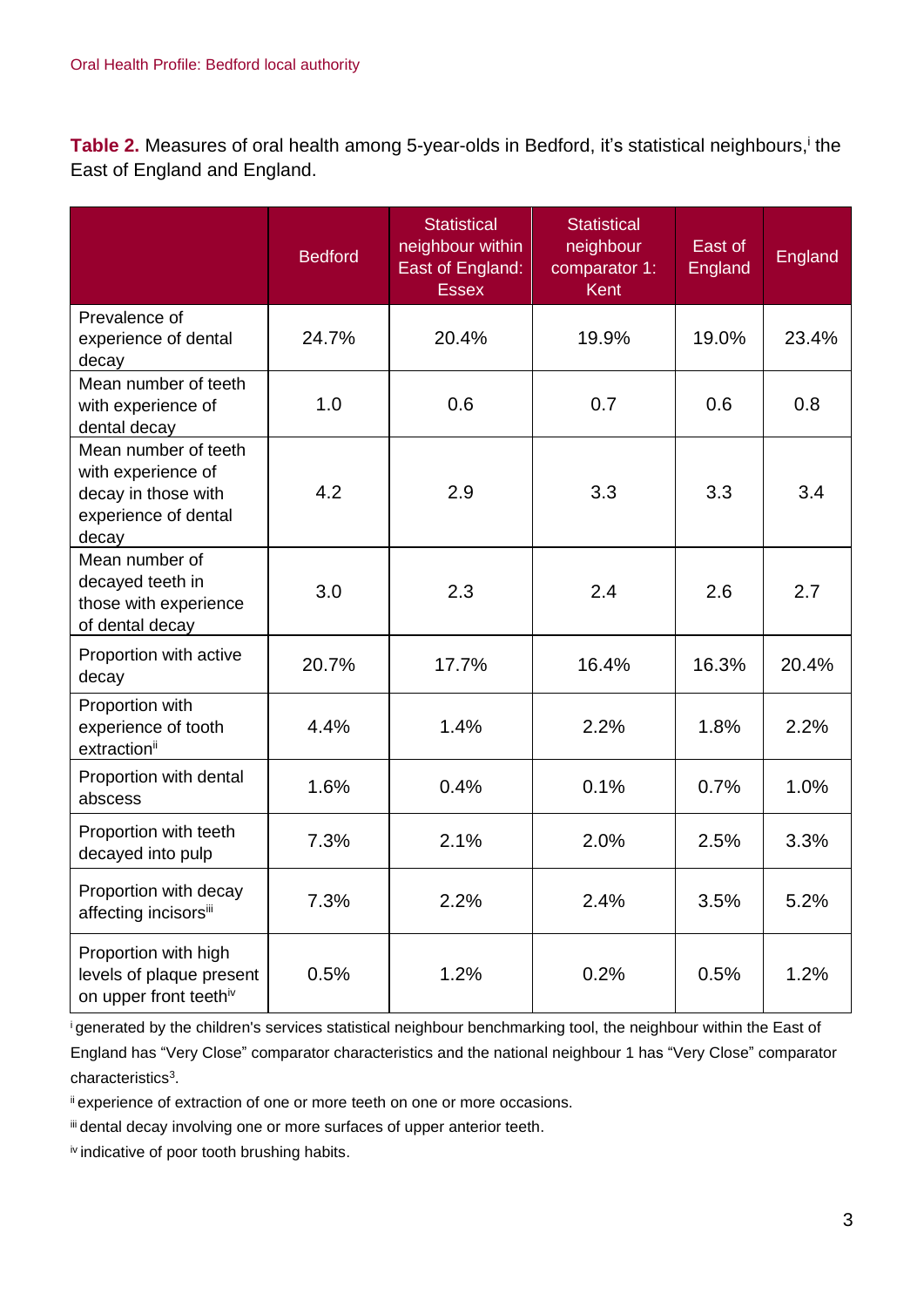**Table 2.** Measures of oral health among 5-year-olds in Bedford, it's statistical neighbours,[i] the East of England and England.

| | Bedford | Statistical neighbour within East of England: Essex | Statistical neighbour comparator 1: Kent | East of England | England |
|---|---|---|---|---|---|
| Prevalence of experience of dental decay | 24.7% | 20.4% | 19.9% | 19.0% | 23.4% |
| Mean number of teeth with experience of dental decay | 1.0 | 0.6 | 0.7 | 0.6 | 0.8 |
| Mean number of teeth with experience of decay in those with experience of dental decay | 4.2 | 2.9 | 3.3 | 3.3 | 3.4 |
| Mean number of decayed teeth in those with experience of dental decay | 3.0 | 2.3 | 2.4 | 2.6 | 2.7 |
| Proportion with active decay | 20.7% | 17.7% | 16.4% | 16.3% | 20.4% |
| Proportion with experience of tooth extraction[ii] | 4.4% | 1.4% | 2.2% | 1.8% | 2.2% |
| Proportion with dental abscess | 1.6% | 0.4% | 0.1% | 0.7% | 1.0% |
| Proportion with teeth decayed into pulp | 7.3% | 2.1% | 2.0% | 2.5% | 3.3% |
| Proportion with decay affecting incisors[iii] | 7.3% | 2.2% | 2.4% | 3.5% | 5.2% |
| Proportion with high levels of plaque present on upper front teeth[iv] | 0.5% | 1.2% | 0.2% | 0.5% | 1.2% |

[i] generated by the children's services statistical neighbour benchmarking tool, the neighbour within the East of England has "Very Close" comparator characteristics and the national neighbour 1 has "Very Close" comparator characteristics[3].

[ii] experience of extraction of one or more teeth on one or more occasions.

[iii] dental decay involving one or more surfaces of upper anterior teeth.

[iv] indicative of poor tooth brushing habits.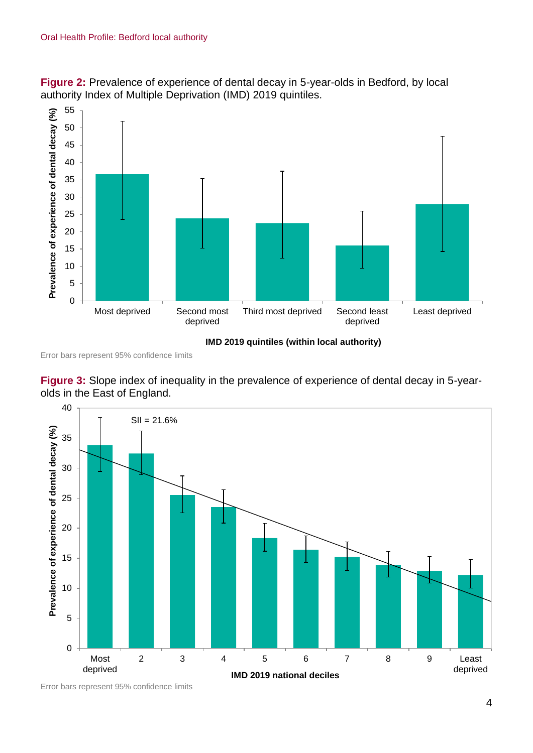**Figure 2:** Prevalence of experience of dental decay in 5-year-olds in Bedford, by local authority Index of Multiple Deprivation (IMD) 2019 quintiles.

Error bars represent 95% confidence limits

**Figure 3:** Slope index of inequality in the prevalence of experience of dental decay in 5-year-olds in the East of England.

Error bars represent 95% confidence limits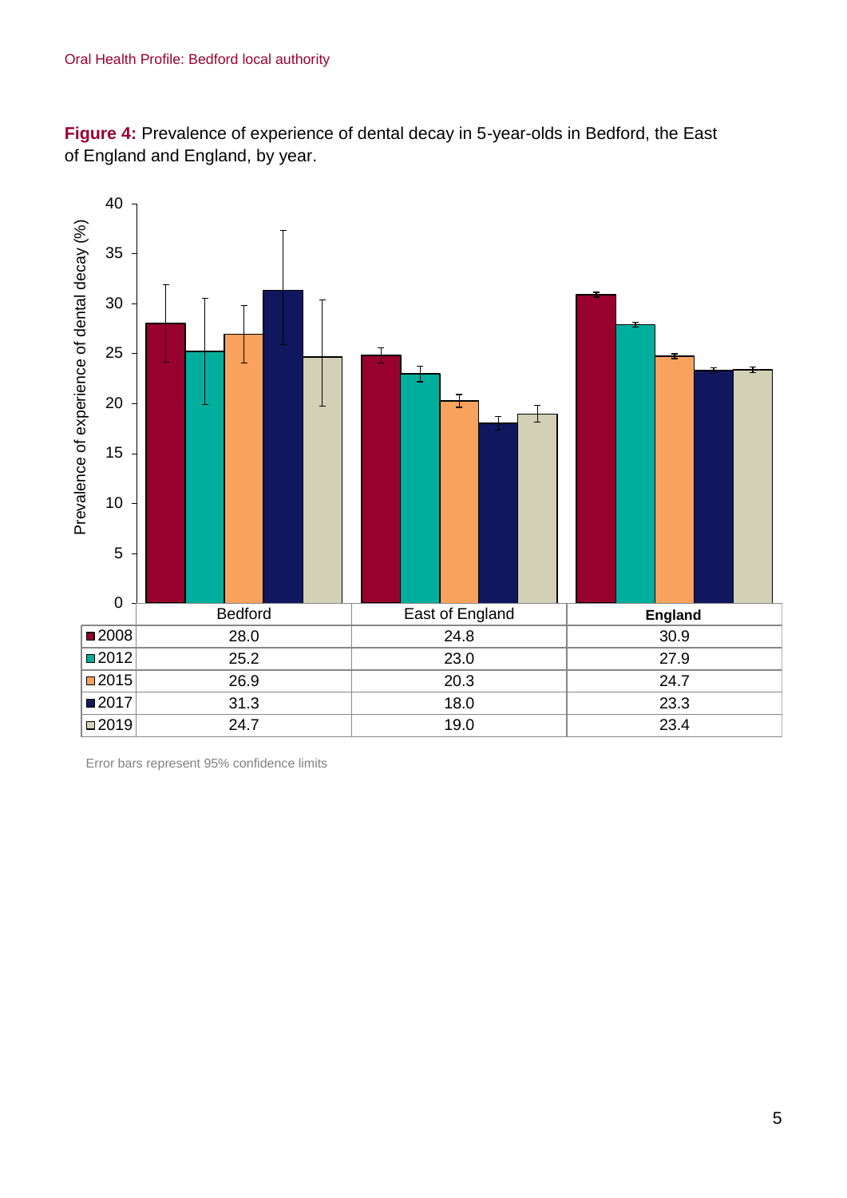**Figure 4:** Prevalence of experience of dental decay in 5-year-olds in Bedford, the East of England and England, by year.

| | Bedford | East of England | England |
|---|---|---|---|
| 2008 | 28.0 | 24.8 | 30.9 |
| 2012 | 25.2 | 23.0 | 27.9 |
| 2015 | 26.9 | 20.3 | 24.7 |
| 2017 | 31.3 | 18.0 | 23.3 |
| 2019 | 24.7 | 19.0 | 23.4 |

Error bars represent 95% confidence limits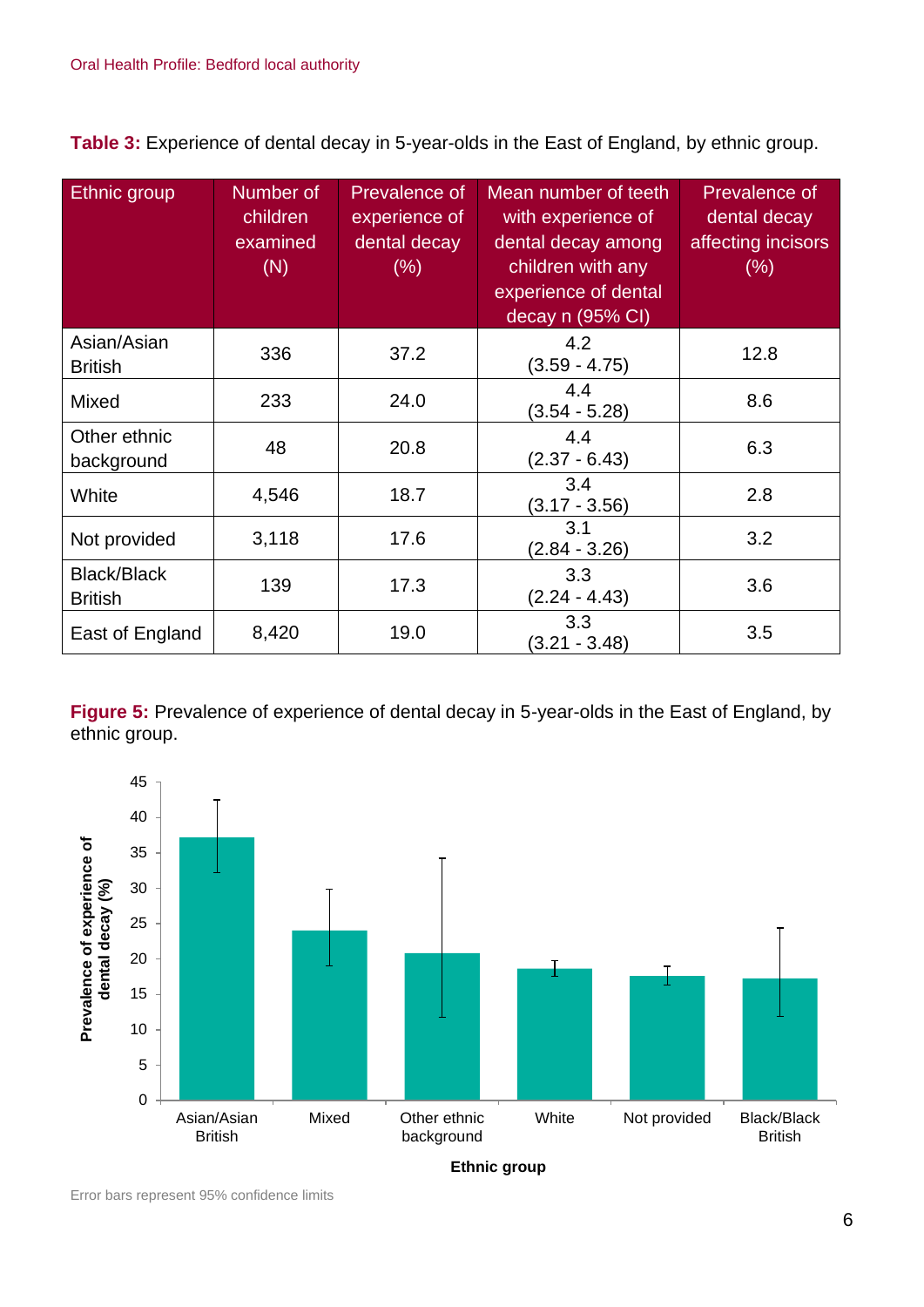**Table 3:** Experience of dental decay in 5-year-olds in the East of England, by ethnic group.

| Ethnic group | Number of children examined (N) | Prevalence of experience of dental decay (%) | Mean number of teeth with experience of dental decay among children with any experience of dental decay n (95% CI) | Prevalence of dental decay affecting incisors (%) |
|---|---|---|---|---|
| Asian/Asian British | 336 | 37.2 | 4.2 (3.59 - 4.75) | 12.8 |
| Mixed | 233 | 24.0 | 4.4 (3.54 - 5.28) | 8.6 |
| Other ethnic background | 48 | 20.8 | 4.4 (2.37 - 6.43) | 6.3 |
| White | 4,546 | 18.7 | 3.4 (3.17 - 3.56) | 2.8 |
| Not provided | 3,118 | 17.6 | 3.1 (2.84 - 3.26) | 3.2 |
| Black/Black British | 139 | 17.3 | 3.3 (2.24 - 4.43) | 3.6 |
| East of England | 8,420 | 19.0 | 3.3 (3.21 - 3.48) | 3.5 |

**Figure 5:** Prevalence of experience of dental decay in 5-year-olds in the East of England, by ethnic group.

Error bars represent 95% confidence limits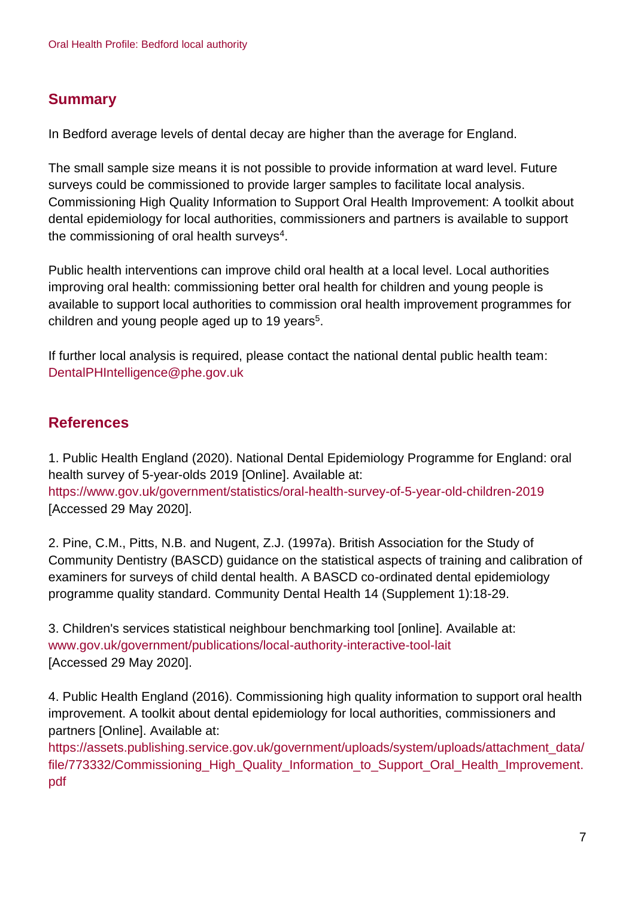## Summary

In Bedford average levels of dental decay are higher than the average for England.

The small sample size means it is not possible to provide information at ward level. Future surveys could be commissioned to provide larger samples to facilitate local analysis. Commissioning High Quality Information to Support Oral Health Improvement: A toolkit about dental epidemiology for local authorities, commissioners and partners is available to support the commissioning of oral health surveys[4].

Public health interventions can improve child oral health at a local level. Local authorities improving oral health: commissioning better oral health for children and young people is available to support local authorities to commission oral health improvement programmes for children and young people aged up to 19 years[5].

If further local analysis is required, please contact the national dental public health team: DentalPHIntelligence@phe.gov.uk

## References

1. Public Health England (2020). National Dental Epidemiology Programme for England: oral health survey of 5-year-olds 2019 [Online]. Available at: https://www.gov.uk/government/statistics/oral-health-survey-of-5-year-old-children-2019 [Accessed 29 May 2020].

2. Pine, C.M., Pitts, N.B. and Nugent, Z.J. (1997a). British Association for the Study of Community Dentistry (BASCD) guidance on the statistical aspects of training and calibration of examiners for surveys of child dental health. A BASCD co-ordinated dental epidemiology programme quality standard. Community Dental Health 14 (Supplement 1):18-29.

3. Children's services statistical neighbour benchmarking tool [online]. Available at: www.gov.uk/government/publications/local-authority-interactive-tool-lait [Accessed 29 May 2020].

4. Public Health England (2016). Commissioning high quality information to support oral health improvement. A toolkit about dental epidemiology for local authorities, commissioners and partners [Online]. Available at: https://assets.publishing.service.gov.uk/government/uploads/system/uploads/attachment_data/file/773332/Commissioning_High_Quality_Information_to_Support_Oral_Health_Improvement.pdf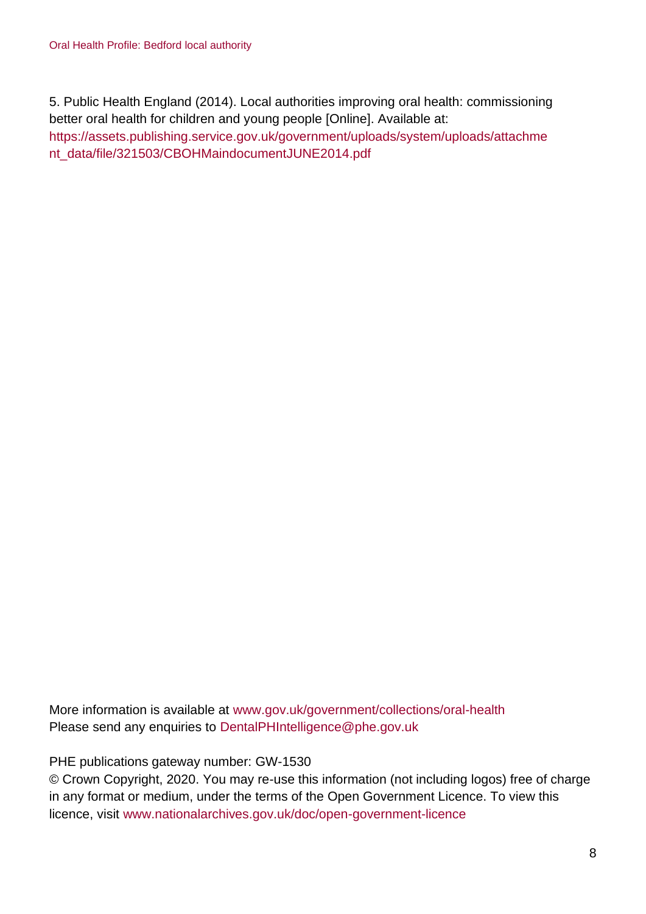5. Public Health England (2014). Local authorities improving oral health: commissioning better oral health for children and young people [Online]. Available at: https://assets.publishing.service.gov.uk/government/uploads/system/uploads/attachment_data/file/321503/CBOHMaindocumentJUNE2014.pdf

More information is available at www.gov.uk/government/collections/oral-health
Please send any enquiries to DentalPHIntelligence@phe.gov.uk

PHE publications gateway number: GW-1530
© Crown Copyright, 2020. You may re-use this information (not including logos) free of charge in any format or medium, under the terms of the Open Government Licence. To view this licence, visit www.nationalarchives.gov.uk/doc/open-government-licence